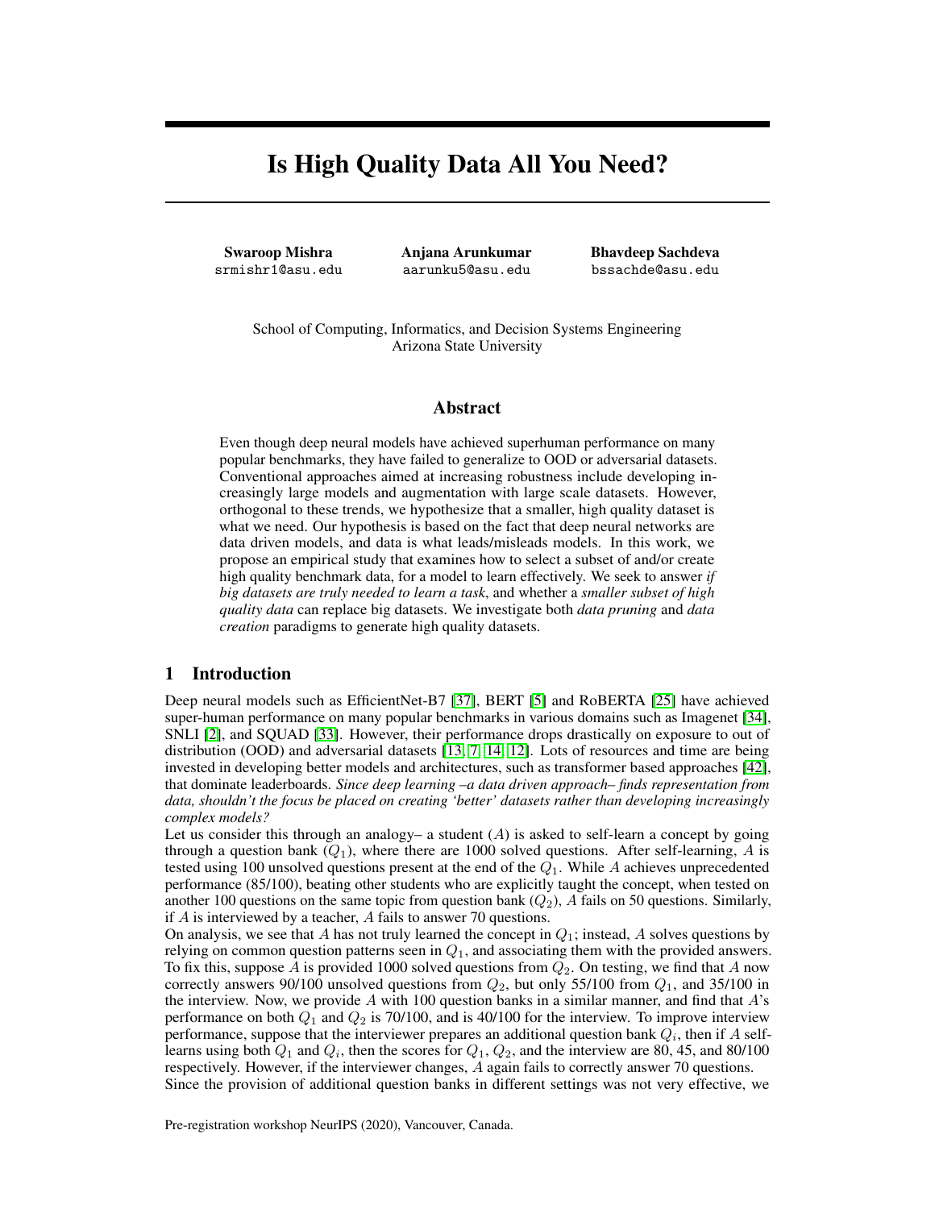# Is High Quality Data All You Need?

**Swaroop Mishra**
srmishr1@asu.edu

**Anjana Arunkumar**
aarunku5@asu.edu

**Bhavdeep Sachdeva**
bssachde@asu.edu

School of Computing, Informatics, and Decision Systems Engineering
Arizona State University

## Abstract

Even though deep neural models have achieved superhuman performance on many popular benchmarks, they have failed to generalize to OOD or adversarial datasets. Conventional approaches aimed at increasing robustness include developing increasingly large models and augmentation with large scale datasets. However, orthogonal to these trends, we hypothesize that a smaller, high quality dataset is what we need. Our hypothesis is based on the fact that deep neural networks are data driven models, and data is what leads/misleads models. In this work, we propose an empirical study that examines how to select a subset of and/or create high quality benchmark data, for a model to learn effectively. We seek to answer *if big datasets are truly needed to learn a task*, and whether a *smaller subset of high quality data* can replace big datasets. We investigate both *data pruning* and *data creation* paradigms to generate high quality datasets.

## 1 Introduction

Deep neural models such as EfficientNet-B7 [37], BERT [5] and RoBERTA [25] have achieved super-human performance on many popular benchmarks in various domains such as Imagenet [34], SNLI [2], and SQUAD [33]. However, their performance drops drastically on exposure to out of distribution (OOD) and adversarial datasets [13, 7, 14, 12]. Lots of resources and time are being invested in developing better models and architectures, such as transformer based approaches [42], that dominate leaderboards. *Since deep learning –a data driven approach– finds representation from data, shouldn't the focus be placed on creating 'better' datasets rather than developing increasingly complex models?*

Let us consider this through an analogy– a student ($A$) is asked to self-learn a concept by going through a question bank ($Q_1$), where there are 1000 solved questions. After self-learning, $A$ is tested using 100 unsolved questions present at the end of the $Q_1$. While $A$ achieves unprecedented performance (85/100), beating other students who are explicitly taught the concept, when tested on another 100 questions on the same topic from question bank ($Q_2$), $A$ fails on 50 questions. Similarly, if $A$ is interviewed by a teacher, $A$ fails to answer 70 questions.

On analysis, we see that $A$ has not truly learned the concept in $Q_1$; instead, $A$ solves questions by relying on common question patterns seen in $Q_1$, and associating them with the provided answers. To fix this, suppose $A$ is provided 1000 solved questions from $Q_2$. On testing, we find that $A$ now correctly answers 90/100 unsolved questions from $Q_2$, but only 55/100 from $Q_1$, and 35/100 in the interview. Now, we provide $A$ with 100 question banks in a similar manner, and find that $A$'s performance on both $Q_1$ and $Q_2$ is 70/100, and is 40/100 for the interview. To improve interview performance, suppose that the interviewer prepares an additional question bank $Q_i$, then if $A$ self-learns using both $Q_1$ and $Q_i$, then the scores for $Q_1$, $Q_2$, and the interview are 80, 45, and 80/100 respectively. However, if the interviewer changes, $A$ again fails to correctly answer 70 questions.

Since the provision of additional question banks in different settings was not very effective, we

Pre-registration workshop NeurIPS (2020), Vancouver, Canada.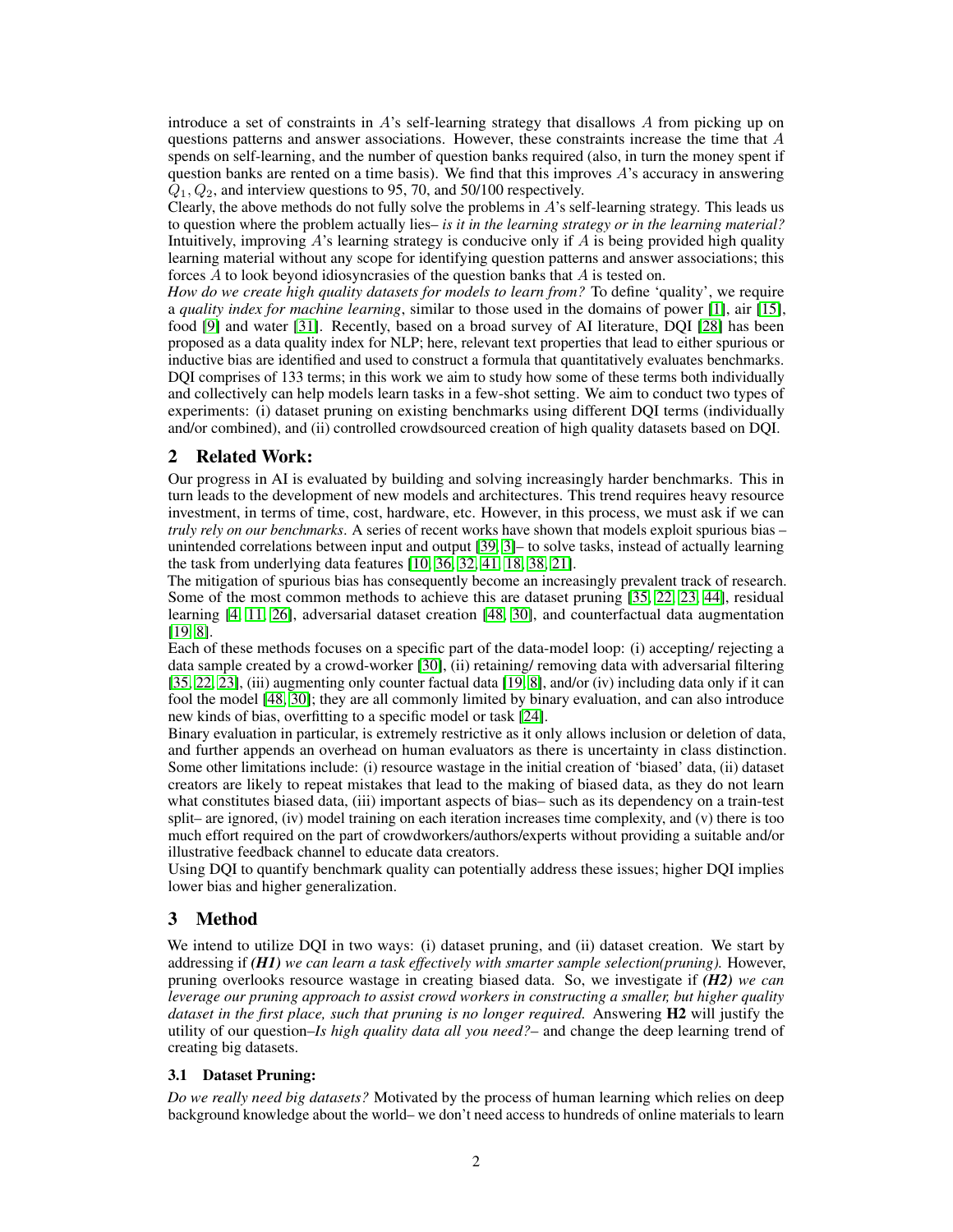introduce a set of constraints in $A$'s self-learning strategy that disallows $A$ from picking up on questions patterns and answer associations. However, these constraints increase the time that $A$ spends on self-learning, and the number of question banks required (also, in turn the money spent if question banks are rented on a time basis). We find that this improves $A$'s accuracy in answering $Q_1, Q_2$, and interview questions to 95, 70, and 50/100 respectively.

Clearly, the above methods do not fully solve the problems in $A$'s self-learning strategy. This leads us to question where the problem actually lies– *is it in the learning strategy or in the learning material?* Intuitively, improving $A$'s learning strategy is conducive only if $A$ is being provided high quality learning material without any scope for identifying question patterns and answer associations; this forces $A$ to look beyond idiosyncrasies of the question banks that $A$ is tested on.

*How do we create high quality datasets for models to learn from?* To define 'quality', we require a *quality index for machine learning*, similar to those used in the domains of power [1], air [15], food [9] and water [31]. Recently, based on a broad survey of AI literature, DQI [28] has been proposed as a data quality index for NLP; here, relevant text properties that lead to either spurious or inductive bias are identified and used to construct a formula that quantitatively evaluates benchmarks. DQI comprises of 133 terms; in this work we aim to study how some of these terms both individually and collectively can help models learn tasks in a few-shot setting. We aim to conduct two types of experiments: (i) dataset pruning on existing benchmarks using different DQI terms (individually and/or combined), and (ii) controlled crowdsourced creation of high quality datasets based on DQI.

## 2 Related Work:

Our progress in AI is evaluated by building and solving increasingly harder benchmarks. This in turn leads to the development of new models and architectures. This trend requires heavy resource investment, in terms of time, cost, hardware, etc. However, in this process, we must ask if we can *truly rely on our benchmarks*. A series of recent works have shown that models exploit spurious bias – unintended correlations between input and output [39, 3]– to solve tasks, instead of actually learning the task from underlying data features [10, 36, 32, 41, 18, 38, 21].

The mitigation of spurious bias has consequently become an increasingly prevalent track of research. Some of the most common methods to achieve this are dataset pruning [35, 22, 23, 44], residual learning [4, 11, 26], adversarial dataset creation [48, 30], and counterfactual data augmentation [19, 8].

Each of these methods focuses on a specific part of the data-model loop: (i) accepting/ rejecting a data sample created by a crowd-worker [30], (ii) retaining/ removing data with adversarial filtering [35, 22, 23], (iii) augmenting only counter factual data [19, 8], and/or (iv) including data only if it can fool the model [48, 30]; they are all commonly limited by binary evaluation, and can also introduce new kinds of bias, overfitting to a specific model or task [24].

Binary evaluation in particular, is extremely restrictive as it only allows inclusion or deletion of data, and further appends an overhead on human evaluators as there is uncertainty in class distinction. Some other limitations include: (i) resource wastage in the initial creation of 'biased' data, (ii) dataset creators are likely to repeat mistakes that lead to the making of biased data, as they do not learn what constitutes biased data, (iii) important aspects of bias– such as its dependency on a train-test split– are ignored, (iv) model training on each iteration increases time complexity, and (v) there is too much effort required on the part of crowdworkers/authors/experts without providing a suitable and/or illustrative feedback channel to educate data creators.

Using DQI to quantify benchmark quality can potentially address these issues; higher DQI implies lower bias and higher generalization.

## 3 Method

We intend to utilize DQI in two ways: (i) dataset pruning, and (ii) dataset creation. We start by addressing if ***(H1)*** *we can learn a task effectively with smarter sample selection(pruning).* However, pruning overlooks resource wastage in creating biased data. So, we investigate if ***(H2)*** *we can leverage our pruning approach to assist crowd workers in constructing a smaller, but higher quality dataset in the first place, such that pruning is no longer required.* Answering **H2** will justify the utility of our question–*Is high quality data all you need?*– and change the deep learning trend of creating big datasets.

### 3.1 Dataset Pruning:

*Do we really need big datasets?* Motivated by the process of human learning which relies on deep background knowledge about the world– we don't need access to hundreds of online materials to learn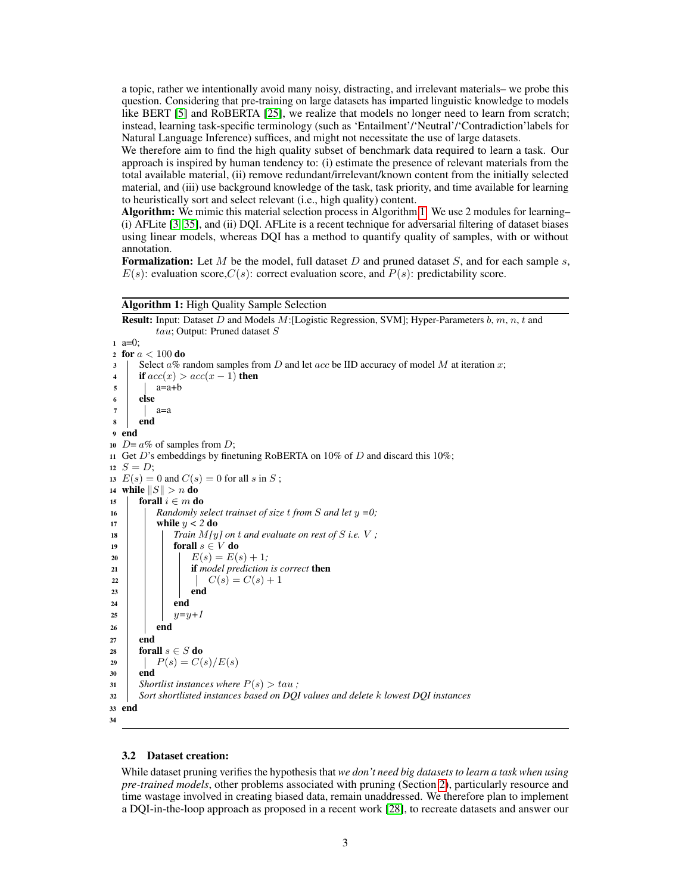a topic, rather we intentionally avoid many noisy, distracting, and irrelevant materials– we probe this question. Considering that pre-training on large datasets has imparted linguistic knowledge to models like BERT [5] and RoBERTA [25], we realize that models no longer need to learn from scratch; instead, learning task-specific terminology (such as 'Entailment'/'Neutral'/'Contradiction'labels for Natural Language Inference) suffices, and might not necessitate the use of large datasets.

We therefore aim to find the high quality subset of benchmark data required to learn a task. Our approach is inspired by human tendency to: (i) estimate the presence of relevant materials from the total available material, (ii) remove redundant/irrelevant/known content from the initially selected material, and (iii) use background knowledge of the task, task priority, and time available for learning to heuristically sort and select relevant (i.e., high quality) content.

**Algorithm:** We mimic this material selection process in Algorithm 1. We use 2 modules for learning– (i) AFLite [3, 35], and (ii) DQI. AFLite is a recent technique for adversarial filtering of dataset biases using linear models, whereas DQI has a method to quantify quality of samples, with or without annotation.

**Formalization:** Let $M$ be the model, full dataset $D$ and pruned dataset $S$, and for each sample $s$, $E(s)$: evaluation score,$C(s)$: correct evaluation score, and $P(s)$: predictability score.

**Algorithm 1:** High Quality Sample Selection

**Result:** Input: Dataset $D$ and Models $M$:[Logistic Regression, SVM]; Hyper-Parameters $b$, $m$, $n$, $t$ and $tau$; Output: Pruned dataset $S$

```
1  a=0;
2  for a < 100 do
3      Select a% random samples from D and let acc be IID accuracy of model M at iteration x;
4      if acc(x) > acc(x − 1) then
5          a=a+b
6      else
7          a=a
8      end
9  end
10 D= a% of samples from D;
11 Get D's embeddings by finetuning RoBERTA on 10% of D and discard this 10%;
12 S = D;
13 E(s) = 0 and C(s) = 0 for all s in S ;
14 while ||S|| > n do
15     forall i ∈ m do
16         Randomly select trainset of size t from S and let y =0;
17         while y < 2 do
18             Train M[y] on t and evaluate on rest of S i.e. V ;
19             forall s ∈ V do
20                 E(s) = E(s) + 1;
21                 if model prediction is correct then
22                     C(s) = C(s) + 1
23                 end
24             end
25             y=y+1
26         end
27     end
28     forall s ∈ S do
29         P(s) = C(s)/E(s)
30     end
31     Shortlist instances where P(s) > tau ;
32     Sort shortlisted instances based on DQI values and delete k lowest DQI instances
33 end
34
```

### 3.2 Dataset creation:

While dataset pruning verifies the hypothesis that *we don't need big datasets to learn a task when using pre-trained models*, other problems associated with pruning (Section 2), particularly resource and time wastage involved in creating biased data, remain unaddressed. We therefore plan to implement a DQI-in-the-loop approach as proposed in a recent work [28], to recreate datasets and answer our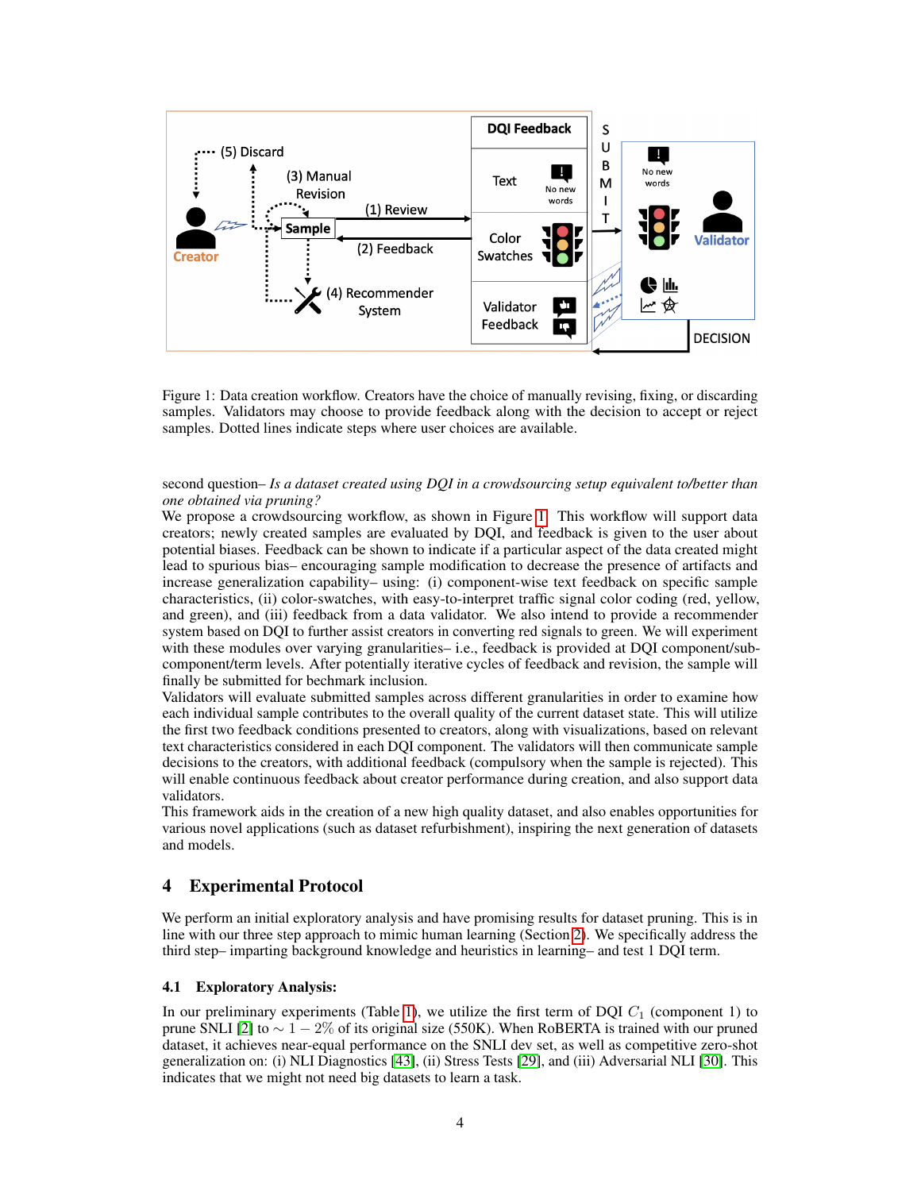Figure 1: Data creation workflow. Creators have the choice of manually revising, fixing, or discarding samples. Validators may choose to provide feedback along with the decision to accept or reject samples. Dotted lines indicate steps where user choices are available.

second question– *Is a dataset created using DQI in a crowdsourcing setup equivalent to/better than one obtained via pruning?*

We propose a crowdsourcing workflow, as shown in Figure 1. This workflow will support data creators; newly created samples are evaluated by DQI, and feedback is given to the user about potential biases. Feedback can be shown to indicate if a particular aspect of the data created might lead to spurious bias– encouraging sample modification to decrease the presence of artifacts and increase generalization capability– using: (i) component-wise text feedback on specific sample characteristics, (ii) color-swatches, with easy-to-interpret traffic signal color coding (red, yellow, and green), and (iii) feedback from a data validator. We also intend to provide a recommender system based on DQI to further assist creators in converting red signals to green. We will experiment with these modules over varying granularities– i.e., feedback is provided at DQI component/sub-component/term levels. After potentially iterative cycles of feedback and revision, the sample will finally be submitted for bechmark inclusion.

Validators will evaluate submitted samples across different granularities in order to examine how each individual sample contributes to the overall quality of the current dataset state. This will utilize the first two feedback conditions presented to creators, along with visualizations, based on relevant text characteristics considered in each DQI component. The validators will then communicate sample decisions to the creators, with additional feedback (compulsory when the sample is rejected). This will enable continuous feedback about creator performance during creation, and also support data validators.

This framework aids in the creation of a new high quality dataset, and also enables opportunities for various novel applications (such as dataset refurbishment), inspiring the next generation of datasets and models.

## 4 Experimental Protocol

We perform an initial exploratory analysis and have promising results for dataset pruning. This is in line with our three step approach to mimic human learning (Section 2). We specifically address the third step– imparting background knowledge and heuristics in learning– and test 1 DQI term.

### 4.1 Exploratory Analysis:

In our preliminary experiments (Table 1), we utilize the first term of DQI $C_1$ (component 1) to prune SNLI [2] to $\sim 1-2\%$ of its original size (550K). When RoBERTA is trained with our pruned dataset, it achieves near-equal performance on the SNLI dev set, as well as competitive zero-shot generalization on: (i) NLI Diagnostics [43], (ii) Stress Tests [29], and (iii) Adversarial NLI [30]. This indicates that we might not need big datasets to learn a task.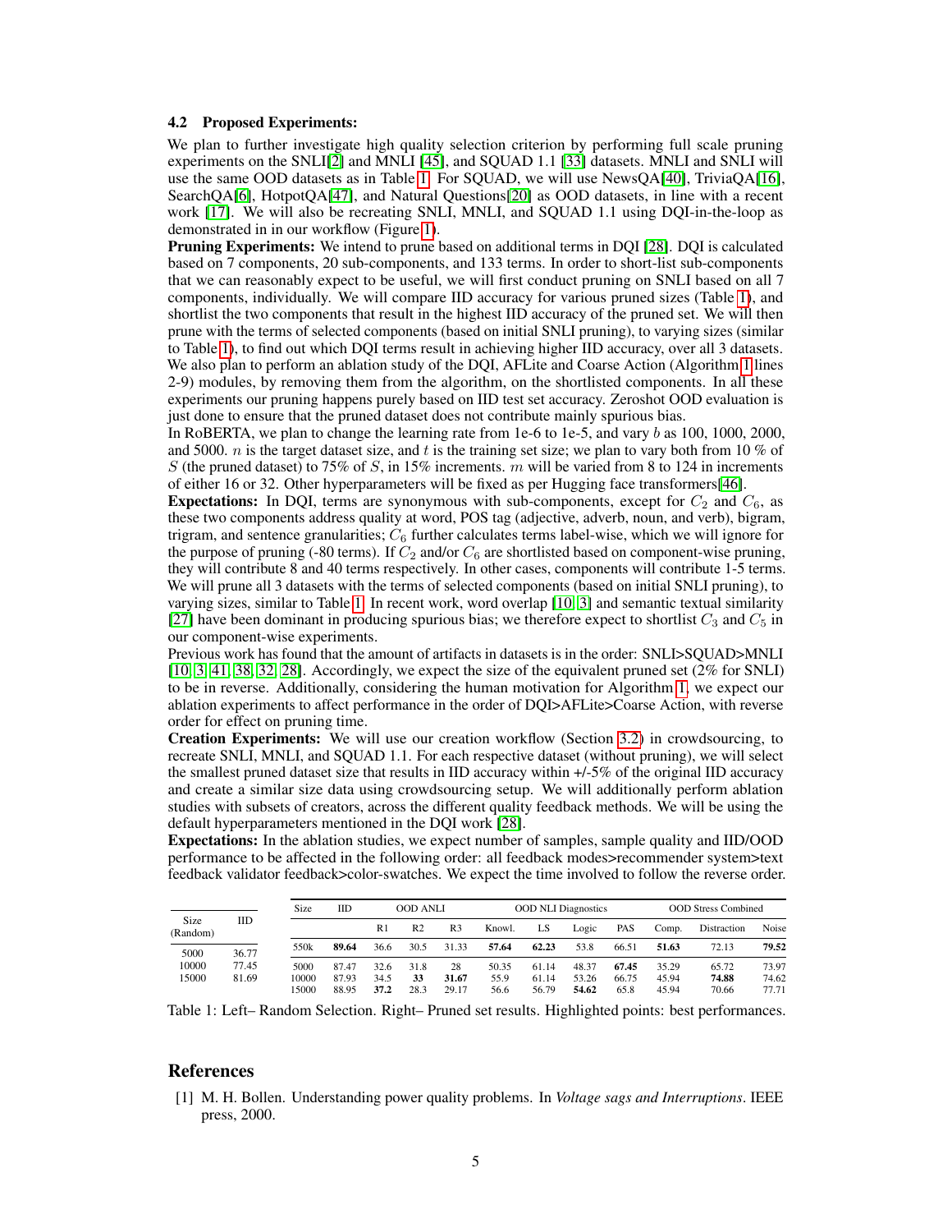### 4.2 Proposed Experiments:

We plan to further investigate high quality selection criterion by performing full scale pruning experiments on the SNLI[2] and MNLI [45], and SQUAD 1.1 [33] datasets. MNLI and SNLI will use the same OOD datasets as in Table 1. For SQUAD, we will use NewsQA[40], TriviaQA[16], SearchQA[6], HotpotQA[47], and Natural Questions[20] as OOD datasets, in line with a recent work [17]. We will also be recreating SNLI, MNLI, and SQUAD 1.1 using DQI-in-the-loop as demonstrated in in our workflow (Figure 1).

**Pruning Experiments:** We intend to prune based on additional terms in DQI [28]. DQI is calculated based on 7 components, 20 sub-components, and 133 terms. In order to short-list sub-components that we can reasonably expect to be useful, we will first conduct pruning on SNLI based on all 7 components, individually. We will compare IID accuracy for various pruned sizes (Table 1), and shortlist the two components that result in the highest IID accuracy of the pruned set. We will then prune with the terms of selected components (based on initial SNLI pruning), to varying sizes (similar to Table 1), to find out which DQI terms result in achieving higher IID accuracy, over all 3 datasets. We also plan to perform an ablation study of the DQI, AFLite and Coarse Action (Algorithm 1 lines 2-9) modules, by removing them from the algorithm, on the shortlisted components. In all these experiments our pruning happens purely based on IID test set accuracy. Zeroshot OOD evaluation is just done to ensure that the pruned dataset does not contribute mainly spurious bias.

In RoBERTA, we plan to change the learning rate from 1e-6 to 1e-5, and vary $b$ as 100, 1000, 2000, and 5000. $n$ is the target dataset size, and $t$ is the training set size; we plan to vary both from 10 % of $S$ (the pruned dataset) to 75% of $S$, in 15% increments. $m$ will be varied from 8 to 124 in increments of either 16 or 32. Other hyperparameters will be fixed as per Hugging face transformers[46].

**Expectations:** In DQI, terms are synonymous with sub-components, except for $C_2$ and $C_6$, as these two components address quality at word, POS tag (adjective, adverb, noun, and verb), bigram, trigram, and sentence granularities; $C_6$ further calculates terms label-wise, which we will ignore for the purpose of pruning (-80 terms). If $C_2$ and/or $C_6$ are shortlisted based on component-wise pruning, they will contribute 8 and 40 terms respectively. In other cases, components will contribute 1-5 terms. We will prune all 3 datasets with the terms of selected components (based on initial SNLI pruning), to varying sizes, similar to Table 1. In recent work, word overlap [10, 3] and semantic textual similarity [27] have been dominant in producing spurious bias; we therefore expect to shortlist $C_3$ and $C_5$ in our component-wise experiments.

Previous work has found that the amount of artifacts in datasets is in the order: SNLI>SQUAD>MNLI [10, 3, 41, 38, 32, 28]. Accordingly, we expect the size of the equivalent pruned set (2% for SNLI) to be in reverse. Additionally, considering the human motivation for Algorithm 1, we expect our ablation experiments to affect performance in the order of DQI>AFLite>Coarse Action, with reverse order for effect on pruning time.

**Creation Experiments:** We will use our creation workflow (Section 3.2) in crowdsourcing, to recreate SNLI, MNLI, and SQUAD 1.1. For each respective dataset (without pruning), we will select the smallest pruned dataset size that results in IID accuracy within +/-5% of the original IID accuracy and create a similar size data using crowdsourcing setup. We will additionally perform ablation studies with subsets of creators, across the different quality feedback methods. We will be using the default hyperparameters mentioned in the DQI work [28].

**Expectations:** In the ablation studies, we expect number of samples, sample quality and IID/OOD performance to be affected in the following order: all feedback modes>recommender system>text feedback validator feedback>color-swatches. We expect the time involved to follow the reverse order.

| Size (Random) | IID |
|---|---|
| 5000 | 36.77 |
| 10000 | 77.45 |
| 15000 | 81.69 |

| Size | IID | OOD ANLI | | | OOD NLI Diagnostics | | | | OOD Stress Combined | | |
|---|---|---|---|---|---|---|---|---|---|---|---|
| | | R1 | R2 | R3 | Knowl. | LS | Logic | PAS | Comp. | Distraction | Noise |
| 550k | **89.64** | 36.6 | 30.5 | 31.33 | **57.64** | **62.23** | 53.8 | 66.51 | **51.63** | 72.13 | **79.52** |
| 5000 | 87.47 | 32.6 | 31.8 | 28 | 50.35 | 61.14 | 48.37 | **67.45** | 35.29 | 65.72 | 73.97 |
| 10000 | 87.93 | 34.5 | **33** | **31.67** | 55.9 | 61.14 | 53.26 | 66.75 | 45.94 | **74.88** | 74.62 |
| 15000 | 88.95 | **37.2** | 28.3 | 29.17 | 56.6 | 56.79 | **54.62** | 65.8 | 45.94 | 70.66 | 77.71 |

Table 1: Left– Random Selection. Right– Pruned set results. Highlighted points: best performances.

## References

[1] M. H. Bollen. Understanding power quality problems. In *Voltage sags and Interruptions*. IEEE press, 2000.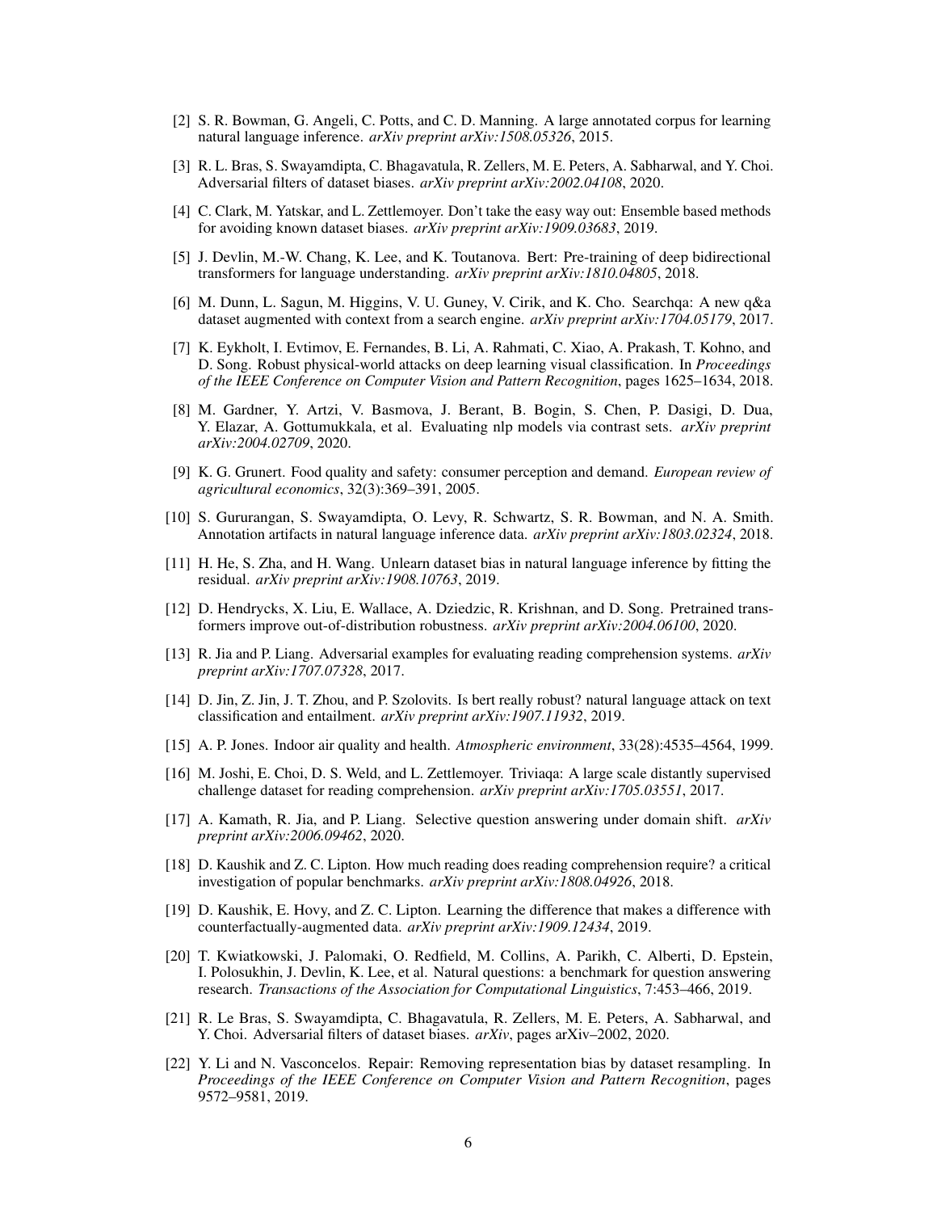[2] S. R. Bowman, G. Angeli, C. Potts, and C. D. Manning. A large annotated corpus for learning natural language inference. *arXiv preprint arXiv:1508.05326*, 2015.

[3] R. L. Bras, S. Swayamdipta, C. Bhagavatula, R. Zellers, M. E. Peters, A. Sabharwal, and Y. Choi. Adversarial filters of dataset biases. *arXiv preprint arXiv:2002.04108*, 2020.

[4] C. Clark, M. Yatskar, and L. Zettlemoyer. Don't take the easy way out: Ensemble based methods for avoiding known dataset biases. *arXiv preprint arXiv:1909.03683*, 2019.

[5] J. Devlin, M.-W. Chang, K. Lee, and K. Toutanova. Bert: Pre-training of deep bidirectional transformers for language understanding. *arXiv preprint arXiv:1810.04805*, 2018.

[6] M. Dunn, L. Sagun, M. Higgins, V. U. Guney, V. Cirik, and K. Cho. Searchqa: A new q&a dataset augmented with context from a search engine. *arXiv preprint arXiv:1704.05179*, 2017.

[7] K. Eykholt, I. Evtimov, E. Fernandes, B. Li, A. Rahmati, C. Xiao, A. Prakash, T. Kohno, and D. Song. Robust physical-world attacks on deep learning visual classification. In *Proceedings of the IEEE Conference on Computer Vision and Pattern Recognition*, pages 1625–1634, 2018.

[8] M. Gardner, Y. Artzi, V. Basmova, J. Berant, B. Bogin, S. Chen, P. Dasigi, D. Dua, Y. Elazar, A. Gottumukkala, et al. Evaluating nlp models via contrast sets. *arXiv preprint arXiv:2004.02709*, 2020.

[9] K. G. Grunert. Food quality and safety: consumer perception and demand. *European review of agricultural economics*, 32(3):369–391, 2005.

[10] S. Gururangan, S. Swayamdipta, O. Levy, R. Schwartz, S. R. Bowman, and N. A. Smith. Annotation artifacts in natural language inference data. *arXiv preprint arXiv:1803.02324*, 2018.

[11] H. He, S. Zha, and H. Wang. Unlearn dataset bias in natural language inference by fitting the residual. *arXiv preprint arXiv:1908.10763*, 2019.

[12] D. Hendrycks, X. Liu, E. Wallace, A. Dziedzic, R. Krishnan, and D. Song. Pretrained transformers improve out-of-distribution robustness. *arXiv preprint arXiv:2004.06100*, 2020.

[13] R. Jia and P. Liang. Adversarial examples for evaluating reading comprehension systems. *arXiv preprint arXiv:1707.07328*, 2017.

[14] D. Jin, Z. Jin, J. T. Zhou, and P. Szolovits. Is bert really robust? natural language attack on text classification and entailment. *arXiv preprint arXiv:1907.11932*, 2019.

[15] A. P. Jones. Indoor air quality and health. *Atmospheric environment*, 33(28):4535–4564, 1999.

[16] M. Joshi, E. Choi, D. S. Weld, and L. Zettlemoyer. Triviaqa: A large scale distantly supervised challenge dataset for reading comprehension. *arXiv preprint arXiv:1705.03551*, 2017.

[17] A. Kamath, R. Jia, and P. Liang. Selective question answering under domain shift. *arXiv preprint arXiv:2006.09462*, 2020.

[18] D. Kaushik and Z. C. Lipton. How much reading does reading comprehension require? a critical investigation of popular benchmarks. *arXiv preprint arXiv:1808.04926*, 2018.

[19] D. Kaushik, E. Hovy, and Z. C. Lipton. Learning the difference that makes a difference with counterfactually-augmented data. *arXiv preprint arXiv:1909.12434*, 2019.

[20] T. Kwiatkowski, J. Palomaki, O. Redfield, M. Collins, A. Parikh, C. Alberti, D. Epstein, I. Polosukhin, J. Devlin, K. Lee, et al. Natural questions: a benchmark for question answering research. *Transactions of the Association for Computational Linguistics*, 7:453–466, 2019.

[21] R. Le Bras, S. Swayamdipta, C. Bhagavatula, R. Zellers, M. E. Peters, A. Sabharwal, and Y. Choi. Adversarial filters of dataset biases. *arXiv*, pages arXiv–2002, 2020.

[22] Y. Li and N. Vasconcelos. Repair: Removing representation bias by dataset resampling. In *Proceedings of the IEEE Conference on Computer Vision and Pattern Recognition*, pages 9572–9581, 2019.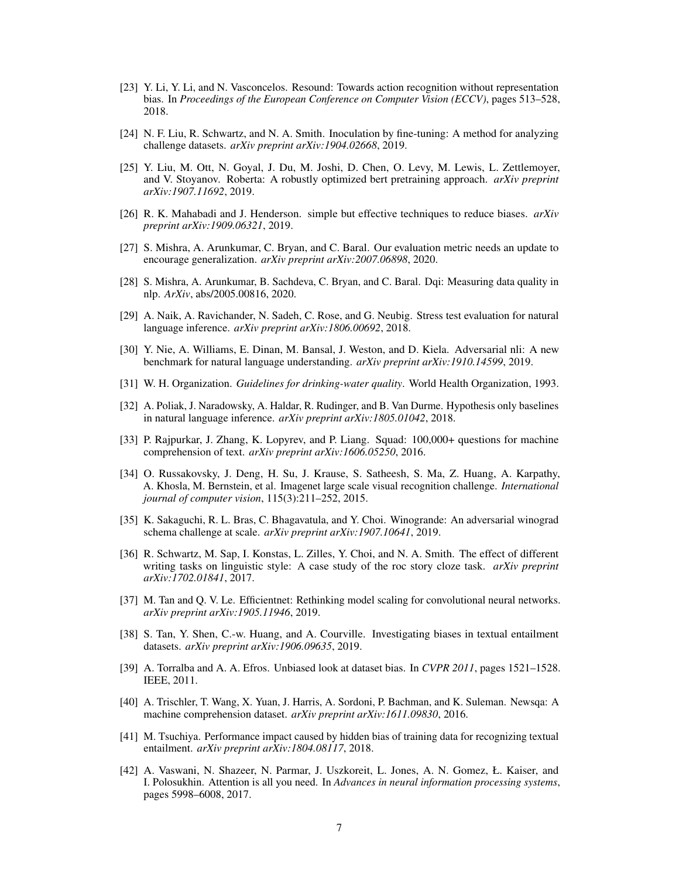[23] Y. Li, Y. Li, and N. Vasconcelos. Resound: Towards action recognition without representation bias. In *Proceedings of the European Conference on Computer Vision (ECCV)*, pages 513–528, 2018.

[24] N. F. Liu, R. Schwartz, and N. A. Smith. Inoculation by fine-tuning: A method for analyzing challenge datasets. *arXiv preprint arXiv:1904.02668*, 2019.

[25] Y. Liu, M. Ott, N. Goyal, J. Du, M. Joshi, D. Chen, O. Levy, M. Lewis, L. Zettlemoyer, and V. Stoyanov. Roberta: A robustly optimized bert pretraining approach. *arXiv preprint arXiv:1907.11692*, 2019.

[26] R. K. Mahabadi and J. Henderson. simple but effective techniques to reduce biases. *arXiv preprint arXiv:1909.06321*, 2019.

[27] S. Mishra, A. Arunkumar, C. Bryan, and C. Baral. Our evaluation metric needs an update to encourage generalization. *arXiv preprint arXiv:2007.06898*, 2020.

[28] S. Mishra, A. Arunkumar, B. Sachdeva, C. Bryan, and C. Baral. Dqi: Measuring data quality in nlp. *ArXiv*, abs/2005.00816, 2020.

[29] A. Naik, A. Ravichander, N. Sadeh, C. Rose, and G. Neubig. Stress test evaluation for natural language inference. *arXiv preprint arXiv:1806.00692*, 2018.

[30] Y. Nie, A. Williams, E. Dinan, M. Bansal, J. Weston, and D. Kiela. Adversarial nli: A new benchmark for natural language understanding. *arXiv preprint arXiv:1910.14599*, 2019.

[31] W. H. Organization. *Guidelines for drinking-water quality*. World Health Organization, 1993.

[32] A. Poliak, J. Naradowsky, A. Haldar, R. Rudinger, and B. Van Durme. Hypothesis only baselines in natural language inference. *arXiv preprint arXiv:1805.01042*, 2018.

[33] P. Rajpurkar, J. Zhang, K. Lopyrev, and P. Liang. Squad: 100,000+ questions for machine comprehension of text. *arXiv preprint arXiv:1606.05250*, 2016.

[34] O. Russakovsky, J. Deng, H. Su, J. Krause, S. Satheesh, S. Ma, Z. Huang, A. Karpathy, A. Khosla, M. Bernstein, et al. Imagenet large scale visual recognition challenge. *International journal of computer vision*, 115(3):211–252, 2015.

[35] K. Sakaguchi, R. L. Bras, C. Bhagavatula, and Y. Choi. Winogrande: An adversarial winograd schema challenge at scale. *arXiv preprint arXiv:1907.10641*, 2019.

[36] R. Schwartz, M. Sap, I. Konstas, L. Zilles, Y. Choi, and N. A. Smith. The effect of different writing tasks on linguistic style: A case study of the roc story cloze task. *arXiv preprint arXiv:1702.01841*, 2017.

[37] M. Tan and Q. V. Le. Efficientnet: Rethinking model scaling for convolutional neural networks. *arXiv preprint arXiv:1905.11946*, 2019.

[38] S. Tan, Y. Shen, C.-w. Huang, and A. Courville. Investigating biases in textual entailment datasets. *arXiv preprint arXiv:1906.09635*, 2019.

[39] A. Torralba and A. A. Efros. Unbiased look at dataset bias. In *CVPR 2011*, pages 1521–1528. IEEE, 2011.

[40] A. Trischler, T. Wang, X. Yuan, J. Harris, A. Sordoni, P. Bachman, and K. Suleman. Newsqa: A machine comprehension dataset. *arXiv preprint arXiv:1611.09830*, 2016.

[41] M. Tsuchiya. Performance impact caused by hidden bias of training data for recognizing textual entailment. *arXiv preprint arXiv:1804.08117*, 2018.

[42] A. Vaswani, N. Shazeer, N. Parmar, J. Uszkoreit, L. Jones, A. N. Gomez, Ł. Kaiser, and I. Polosukhin. Attention is all you need. In *Advances in neural information processing systems*, pages 5998–6008, 2017.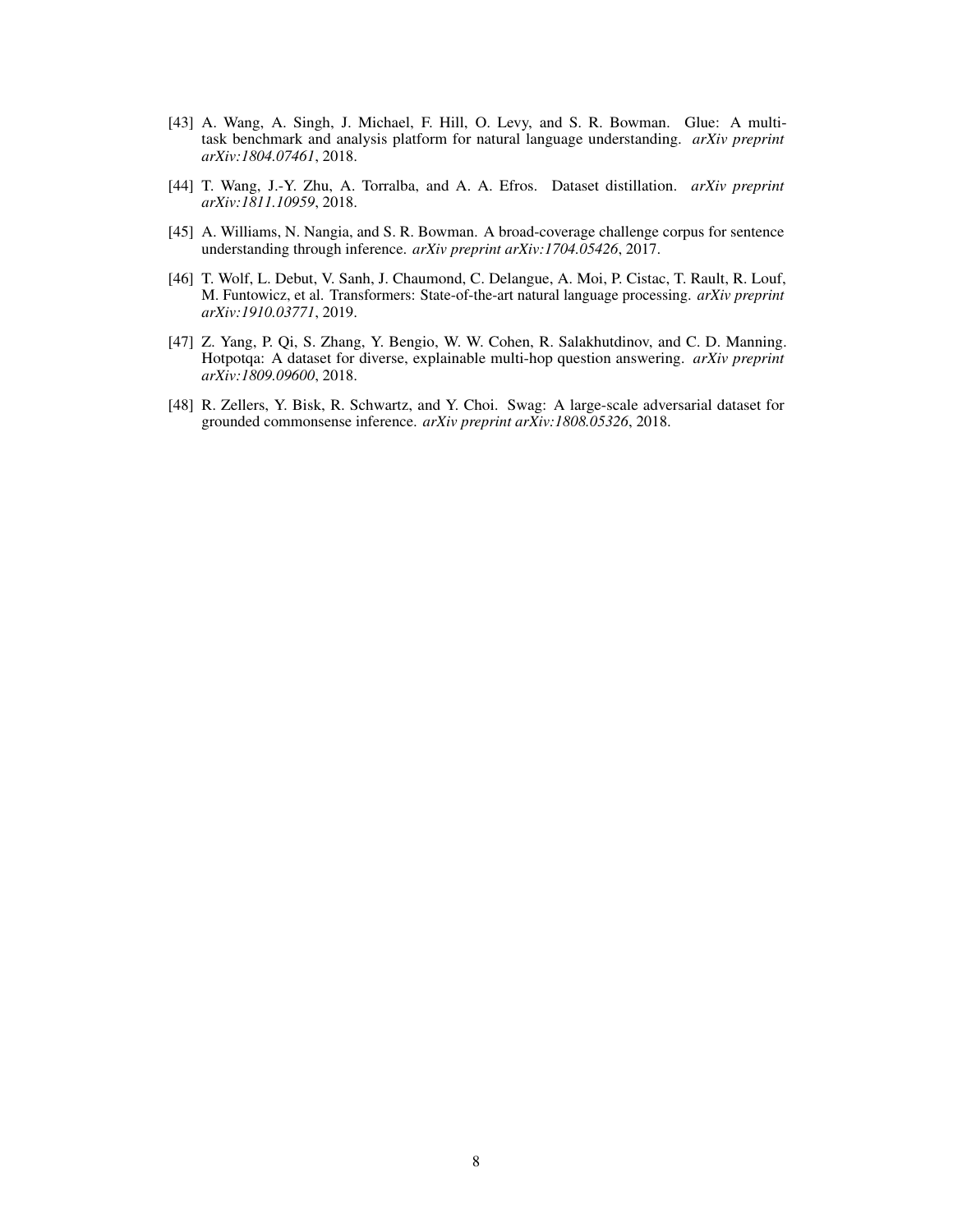[43] A. Wang, A. Singh, J. Michael, F. Hill, O. Levy, and S. R. Bowman. Glue: A multi-task benchmark and analysis platform for natural language understanding. *arXiv preprint arXiv:1804.07461*, 2018.

[44] T. Wang, J.-Y. Zhu, A. Torralba, and A. A. Efros. Dataset distillation. *arXiv preprint arXiv:1811.10959*, 2018.

[45] A. Williams, N. Nangia, and S. R. Bowman. A broad-coverage challenge corpus for sentence understanding through inference. *arXiv preprint arXiv:1704.05426*, 2017.

[46] T. Wolf, L. Debut, V. Sanh, J. Chaumond, C. Delangue, A. Moi, P. Cistac, T. Rault, R. Louf, M. Funtowicz, et al. Transformers: State-of-the-art natural language processing. *arXiv preprint arXiv:1910.03771*, 2019.

[47] Z. Yang, P. Qi, S. Zhang, Y. Bengio, W. W. Cohen, R. Salakhutdinov, and C. D. Manning. Hotpotqa: A dataset for diverse, explainable multi-hop question answering. *arXiv preprint arXiv:1809.09600*, 2018.

[48] R. Zellers, Y. Bisk, R. Schwartz, and Y. Choi. Swag: A large-scale adversarial dataset for grounded commonsense inference. *arXiv preprint arXiv:1808.05326*, 2018.